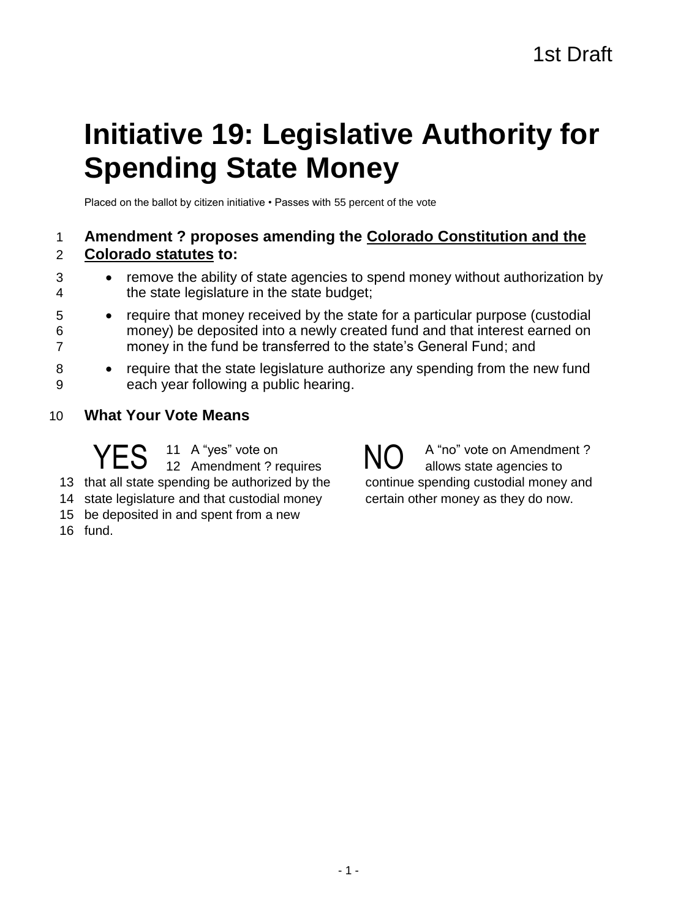1st Draft

# Initiative 19: Legislative Authority for Spending State Money

Placed on the ballot by citizen initiative • Passes with 55 percent of the vote

**Amendment ? proposes amending the <u>Colorado Constitution and the Colorado statutes</u> to:**

- remove the ability of state agencies to spend money without authorization by the state legislature in the state budget;
- require that money received by the state for a particular purpose (custodial money) be deposited into a newly created fund and that interest earned on money in the fund be transferred to the state's General Fund; and
- require that the state legislature authorize any spending from the new fund each year following a public hearing.

## What Your Vote Means

**YES** A "yes" vote on Amendment ? requires that all state spending be authorized by the state legislature and that custodial money be deposited in and spent from a new fund.

**NO** A "no" vote on Amendment ? allows state agencies to continue spending custodial money and certain other money as they do now.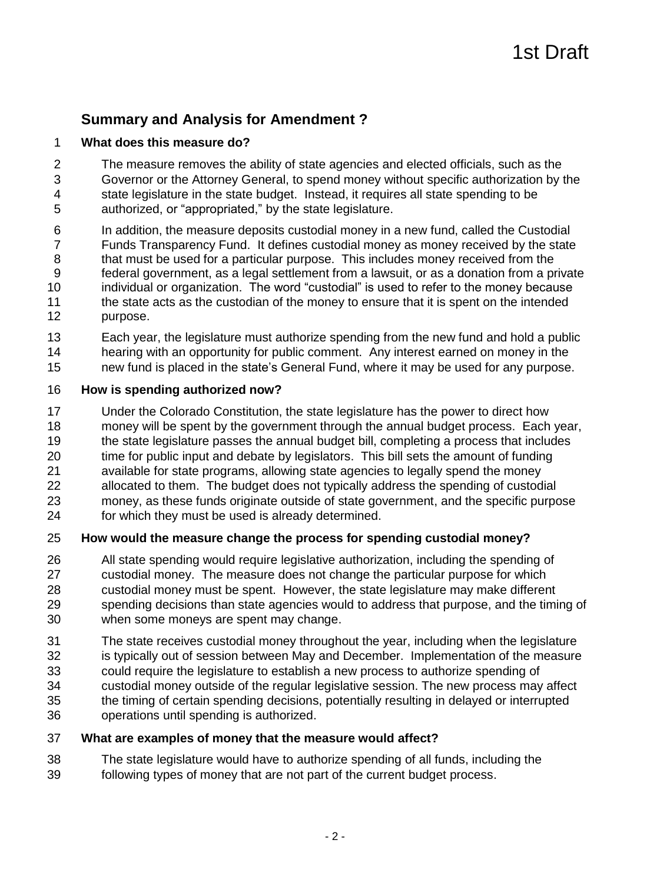1st Draft

## Summary and Analysis for Amendment ?

### What does this measure do?

The measure removes the ability of state agencies and elected officials, such as the Governor or the Attorney General, to spend money without specific authorization by the state legislature in the state budget. Instead, it requires all state spending to be authorized, or "appropriated," by the state legislature.

In addition, the measure deposits custodial money in a new fund, called the Custodial Funds Transparency Fund. It defines custodial money as money received by the state that must be used for a particular purpose. This includes money received from the federal government, as a legal settlement from a lawsuit, or as a donation from a private individual or organization. The word "custodial" is used to refer to the money because the state acts as the custodian of the money to ensure that it is spent on the intended purpose.

Each year, the legislature must authorize spending from the new fund and hold a public hearing with an opportunity for public comment. Any interest earned on money in the new fund is placed in the state's General Fund, where it may be used for any purpose.

### How is spending authorized now?

Under the Colorado Constitution, the state legislature has the power to direct how money will be spent by the government through the annual budget process. Each year, the state legislature passes the annual budget bill, completing a process that includes time for public input and debate by legislators. This bill sets the amount of funding available for state programs, allowing state agencies to legally spend the money allocated to them. The budget does not typically address the spending of custodial money, as these funds originate outside of state government, and the specific purpose for which they must be used is already determined.

### How would the measure change the process for spending custodial money?

All state spending would require legislative authorization, including the spending of custodial money. The measure does not change the particular purpose for which custodial money must be spent. However, the state legislature may make different spending decisions than state agencies would to address that purpose, and the timing of when some moneys are spent may change.

The state receives custodial money throughout the year, including when the legislature is typically out of session between May and December. Implementation of the measure could require the legislature to establish a new process to authorize spending of custodial money outside of the regular legislative session. The new process may affect the timing of certain spending decisions, potentially resulting in delayed or interrupted operations until spending is authorized.

### What are examples of money that the measure would affect?

The state legislature would have to authorize spending of all funds, including the following types of money that are not part of the current budget process.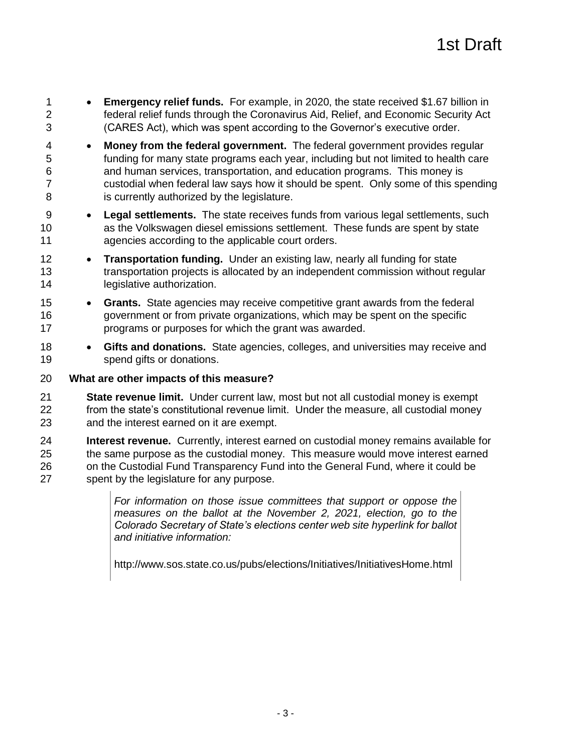- **Emergency relief funds.** For example, in 2020, the state received $1.67 billion in federal relief funds through the Coronavirus Aid, Relief, and Economic Security Act (CARES Act), which was spent according to the Governor's executive order.
- **Money from the federal government.** The federal government provides regular funding for many state programs each year, including but not limited to health care and human services, transportation, and education programs. This money is custodial when federal law says how it should be spent. Only some of this spending is currently authorized by the legislature.
- **Legal settlements.** The state receives funds from various legal settlements, such as the Volkswagen diesel emissions settlement. These funds are spent by state agencies according to the applicable court orders.
- **Transportation funding.** Under an existing law, nearly all funding for state transportation projects is allocated by an independent commission without regular legislative authorization.
- **Grants.** State agencies may receive competitive grant awards from the federal government or from private organizations, which may be spent on the specific programs or purposes for which the grant was awarded.
- **Gifts and donations.** State agencies, colleges, and universities may receive and spend gifts or donations.

**What are other impacts of this measure?**

**State revenue limit.** Under current law, most but not all custodial money is exempt from the state's constitutional revenue limit. Under the measure, all custodial money and the interest earned on it are exempt.

**Interest revenue.** Currently, interest earned on custodial money remains available for the same purpose as the custodial money. This measure would move interest earned on the Custodial Fund Transparency Fund into the General Fund, where it could be spent by the legislature for any purpose.

*For information on those issue committees that support or oppose the measures on the ballot at the November 2, 2021, election, go to the Colorado Secretary of State's elections center web site hyperlink for ballot and initiative information:*

http://www.sos.state.co.us/pubs/elections/Initiatives/InitiativesHome.html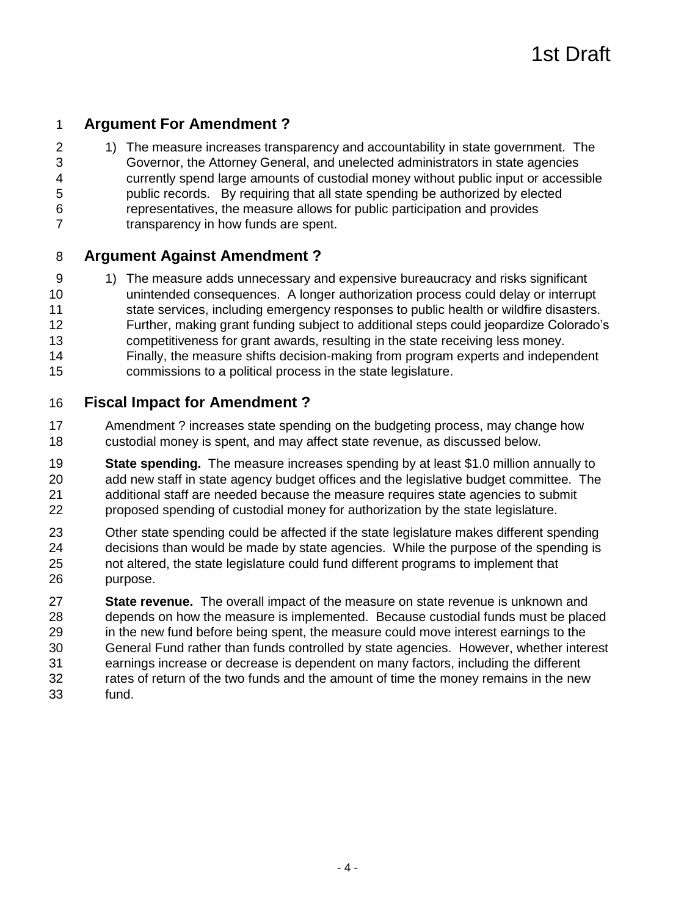## Argument For Amendment ?

1) The measure increases transparency and accountability in state government. The Governor, the Attorney General, and unelected administrators in state agencies currently spend large amounts of custodial money without public input or accessible public records. By requiring that all state spending be authorized by elected representatives, the measure allows for public participation and provides transparency in how funds are spent.

## Argument Against Amendment ?

1) The measure adds unnecessary and expensive bureaucracy and risks significant unintended consequences. A longer authorization process could delay or interrupt state services, including emergency responses to public health or wildfire disasters. Further, making grant funding subject to additional steps could jeopardize Colorado's competitiveness for grant awards, resulting in the state receiving less money. Finally, the measure shifts decision-making from program experts and independent commissions to a political process in the state legislature.

## Fiscal Impact for Amendment ?

Amendment ? increases state spending on the budgeting process, may change how custodial money is spent, and may affect state revenue, as discussed below.

**State spending.** The measure increases spending by at least $1.0 million annually to add new staff in state agency budget offices and the legislative budget committee. The additional staff are needed because the measure requires state agencies to submit proposed spending of custodial money for authorization by the state legislature.

Other state spending could be affected if the state legislature makes different spending decisions than would be made by state agencies. While the purpose of the spending is not altered, the state legislature could fund different programs to implement that purpose.

**State revenue.** The overall impact of the measure on state revenue is unknown and depends on how the measure is implemented. Because custodial funds must be placed in the new fund before being spent, the measure could move interest earnings to the General Fund rather than funds controlled by state agencies. However, whether interest earnings increase or decrease is dependent on many factors, including the different rates of return of the two funds and the amount of time the money remains in the new fund.